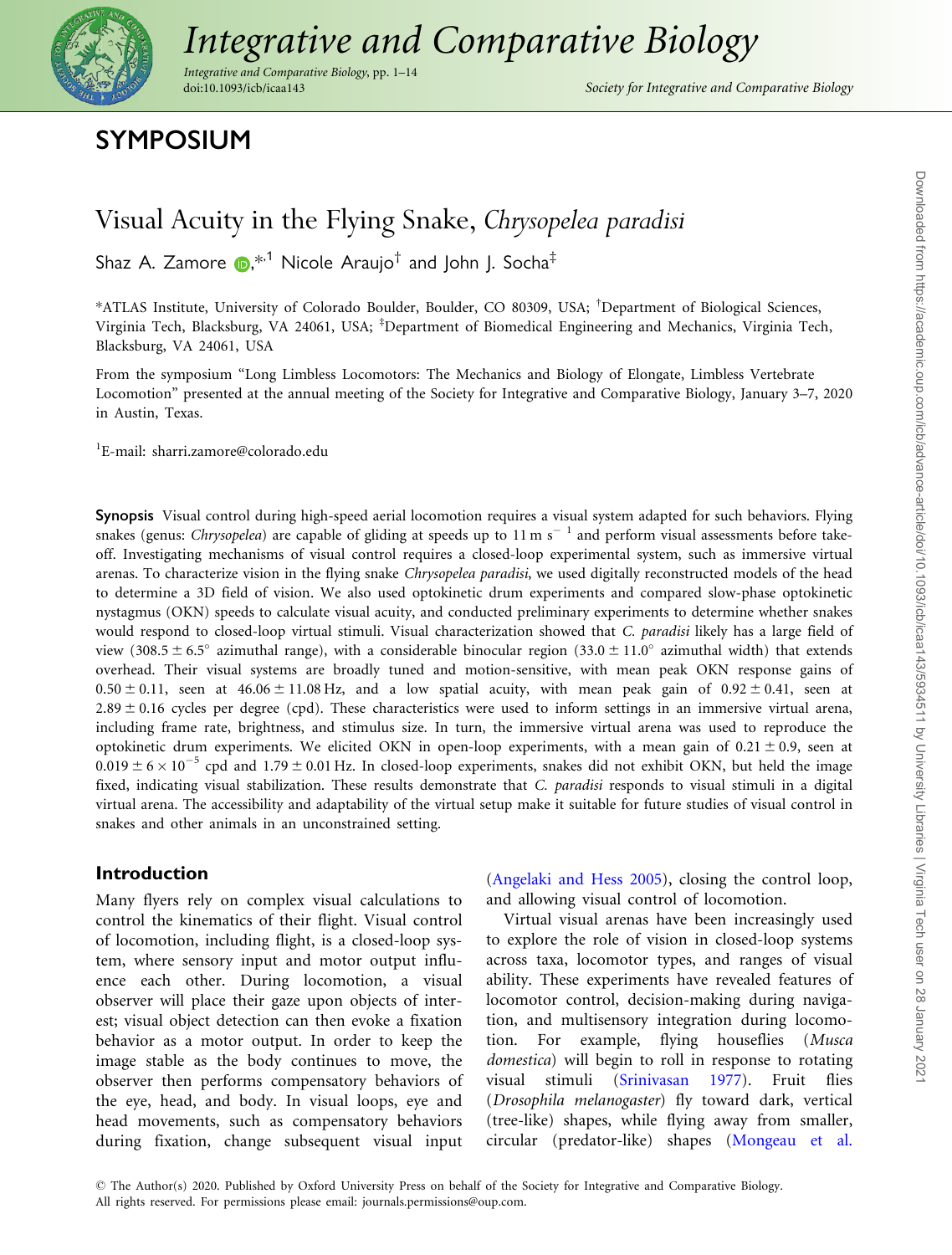# SYMPOSIUM

## Visual Acuity in the Flying Snake, *Chrysopelea paradisi*

Shaz A. Zamore [*,1], Nicole Araujo[†] and John J. Socha[‡]

*ATLAS Institute, University of Colorado Boulder, Boulder, CO 80309, USA; [†]Department of Biological Sciences, Virginia Tech, Blacksburg, VA 24061, USA; [‡]Department of Biomedical Engineering and Mechanics, Virginia Tech, Blacksburg, VA 24061, USA

From the symposium "Long Limbless Locomotors: The Mechanics and Biology of Elongate, Limbless Vertebrate Locomotion" presented at the annual meeting of the Society for Integrative and Comparative Biology, January 3–7, 2020 in Austin, Texas.

[1]E-mail: sharri.zamore@colorado.edu

**Synopsis** Visual control during high-speed aerial locomotion requires a visual system adapted for such behaviors. Flying snakes (genus: *Chrysopelea*) are capable of gliding at speeds up to 11 m $s^{-1}$ and perform visual assessments before take-off. Investigating mechanisms of visual control requires a closed-loop experimental system, such as immersive virtual arenas. To characterize vision in the flying snake *Chrysopelea paradisi*, we used digitally reconstructed models of the head to determine a 3D field of vision. We also used optokinetic drum experiments and compared slow-phase optokinetic nystagmus (OKN) speeds to calculate visual acuity, and conducted preliminary experiments to determine whether snakes would respond to closed-loop virtual stimuli. Visual characterization showed that *C. paradisi* likely has a large field of view ($308.5 \pm 6.5^\circ$ azimuthal range), with a considerable binocular region ($33.0 \pm 11.0^\circ$ azimuthal width) that extends overhead. Their visual systems are broadly tuned and motion-sensitive, with mean peak OKN response gains of $0.50 \pm 0.11$, seen at $46.06 \pm 11.08$ Hz, and a low spatial acuity, with mean peak gain of $0.92 \pm 0.41$, seen at $2.89 \pm 0.16$ cycles per degree (cpd). These characteristics were used to inform settings in an immersive virtual arena, including frame rate, brightness, and stimulus size. In turn, the immersive virtual arena was used to reproduce the optokinetic drum experiments. We elicited OKN in open-loop experiments, with a mean gain of $0.21 \pm 0.9$, seen at $0.019 \pm 6 \times 10^{-5}$ cpd and $1.79 \pm 0.01$ Hz. In closed-loop experiments, snakes did not exhibit OKN, but held the image fixed, indicating visual stabilization. These results demonstrate that *C. paradisi* responds to visual stimuli in a digital virtual arena. The accessibility and adaptability of the virtual setup make it suitable for future studies of visual control in snakes and other animals in an unconstrained setting.

## Introduction

Many flyers rely on complex visual calculations to control the kinematics of their flight. Visual control of locomotion, including flight, is a closed-loop system, where sensory input and motor output influence each other. During locomotion, a visual observer will place their gaze upon objects of interest; visual object detection can then evoke a fixation behavior as a motor output. In order to keep the image stable as the body continues to move, the observer then performs compensatory behaviors of the eye, head, and body. In visual loops, eye and head movements, such as compensatory behaviors during fixation, change subsequent visual input (Angelaki and Hess 2005), closing the control loop, and allowing visual control of locomotion.

Virtual visual arenas have been increasingly used to explore the role of vision in closed-loop systems across taxa, locomotor types, and ranges of visual ability. These experiments have revealed features of locomotor control, decision-making during navigation, and multisensory integration during locomotion. For example, flying houseflies (*Musca domestica*) will begin to roll in response to rotating visual stimuli (Srinivasan 1977). Fruit flies (*Drosophila melanogaster*) fly toward dark, vertical (tree-like) shapes, while flying away from smaller, circular (predator-like) shapes (Mongeau et al.

© The Author(s) 2020. Published by Oxford University Press on behalf of the Society for Integrative and Comparative Biology. All rights reserved. For permissions please email: journals.permissions@oup.com.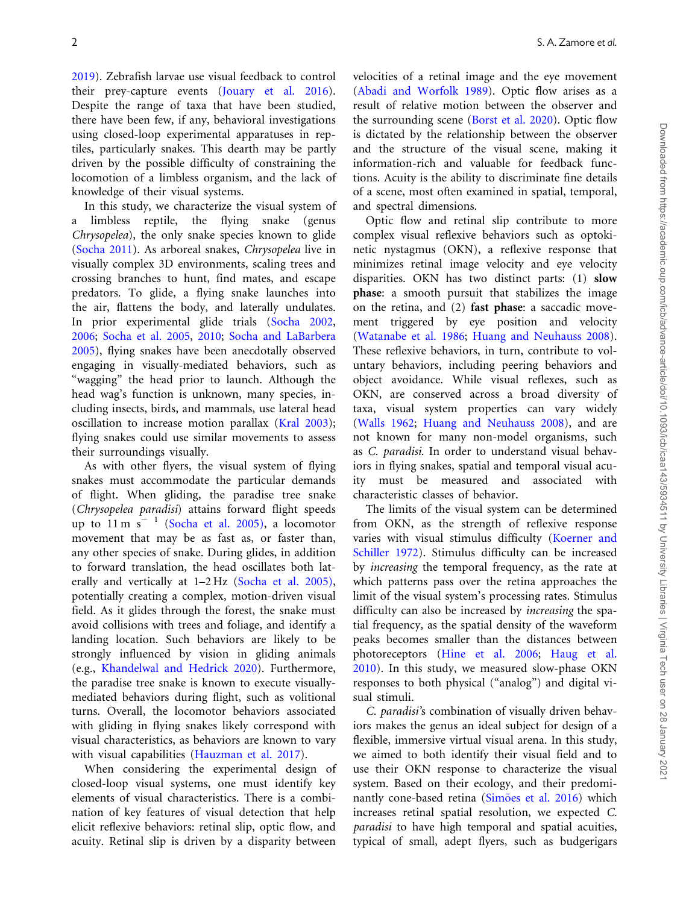2019). Zebrafish larvae use visual feedback to control their prey-capture events (Jouary et al. 2016). Despite the range of taxa that have been studied, there have been few, if any, behavioral investigations using closed-loop experimental apparatuses in reptiles, particularly snakes. This dearth may be partly driven by the possible difficulty of constraining the locomotion of a limbless organism, and the lack of knowledge of their visual systems.

In this study, we characterize the visual system of a limbless reptile, the flying snake (genus *Chrysopelea*), the only snake species known to glide (Socha 2011). As arboreal snakes, *Chrysopelea* live in visually complex 3D environments, scaling trees and crossing branches to hunt, find mates, and escape predators. To glide, a flying snake launches into the air, flattens the body, and laterally undulates. In prior experimental glide trials (Socha 2002, 2006; Socha et al. 2005, 2010; Socha and LaBarbera 2005), flying snakes have been anecdotally observed engaging in visually-mediated behaviors, such as "wagging" the head prior to launch. Although the head wag's function is unknown, many species, including insects, birds, and mammals, use lateral head oscillation to increase motion parallax (Kral 2003); flying snakes could use similar movements to assess their surroundings visually.

As with other flyers, the visual system of flying snakes must accommodate the particular demands of flight. When gliding, the paradise tree snake (*Chrysopelea paradisi*) attains forward flight speeds up to 11 m $s^{-1}$ (Socha et al. 2005), a locomotor movement that may be as fast as, or faster than, any other species of snake. During glides, in addition to forward translation, the head oscillates both laterally and vertically at 1–2 Hz (Socha et al. 2005), potentially creating a complex, motion-driven visual field. As it glides through the forest, the snake must avoid collisions with trees and foliage, and identify a landing location. Such behaviors are likely to be strongly influenced by vision in gliding animals (e.g., Khandelwal and Hedrick 2020). Furthermore, the paradise tree snake is known to execute visually-mediated behaviors during flight, such as volitional turns. Overall, the locomotor behaviors associated with gliding in flying snakes likely correspond with visual characteristics, as behaviors are known to vary with visual capabilities (Hauzman et al. 2017).

When considering the experimental design of closed-loop visual systems, one must identify key elements of visual characteristics. There is a combination of key features of visual detection that help elicit reflexive behaviors: retinal slip, optic flow, and acuity. Retinal slip is driven by a disparity between velocities of a retinal image and the eye movement (Abadi and Worfolk 1989). Optic flow arises as a result of relative motion between the observer and the surrounding scene (Borst et al. 2020). Optic flow is dictated by the relationship between the observer and the structure of the visual scene, making it information-rich and valuable for feedback functions. Acuity is the ability to discriminate fine details of a scene, most often examined in spatial, temporal, and spectral dimensions.

Optic flow and retinal slip contribute to more complex visual reflexive behaviors such as optokinetic nystagmus (OKN), a reflexive response that minimizes retinal image velocity and eye velocity disparities. OKN has two distinct parts: (1) **slow phase**: a smooth pursuit that stabilizes the image on the retina, and (2) **fast phase**: a saccadic movement triggered by eye position and velocity (Watanabe et al. 1986; Huang and Neuhauss 2008). These reflexive behaviors, in turn, contribute to voluntary behaviors, including peering behaviors and object avoidance. While visual reflexes, such as OKN, are conserved across a broad diversity of taxa, visual system properties can vary widely (Walls 1962; Huang and Neuhauss 2008), and are not known for many non-model organisms, such as *C. paradisi*. In order to understand visual behaviors in flying snakes, spatial and temporal visual acuity must be measured and associated with characteristic classes of behavior.

The limits of the visual system can be determined from OKN, as the strength of reflexive response varies with visual stimulus difficulty (Koerner and Schiller 1972). Stimulus difficulty can be increased by *increasing* the temporal frequency, as the rate at which patterns pass over the retina approaches the limit of the visual system's processing rates. Stimulus difficulty can also be increased by *increasing* the spatial frequency, as the spatial density of the waveform peaks becomes smaller than the distances between photoreceptors (Hine et al. 2006; Haug et al. 2010). In this study, we measured slow-phase OKN responses to both physical ("analog") and digital visual stimuli.

*C. paradisi*'s combination of visually driven behaviors makes the genus an ideal subject for design of a flexible, immersive virtual visual arena. In this study, we aimed to both identify their visual field and to use their OKN response to characterize the visual system. Based on their ecology, and their predominantly cone-based retina (Simões et al. 2016) which increases retinal spatial resolution, we expected *C. paradisi* to have high temporal and spatial acuities, typical of small, adept flyers, such as budgerigars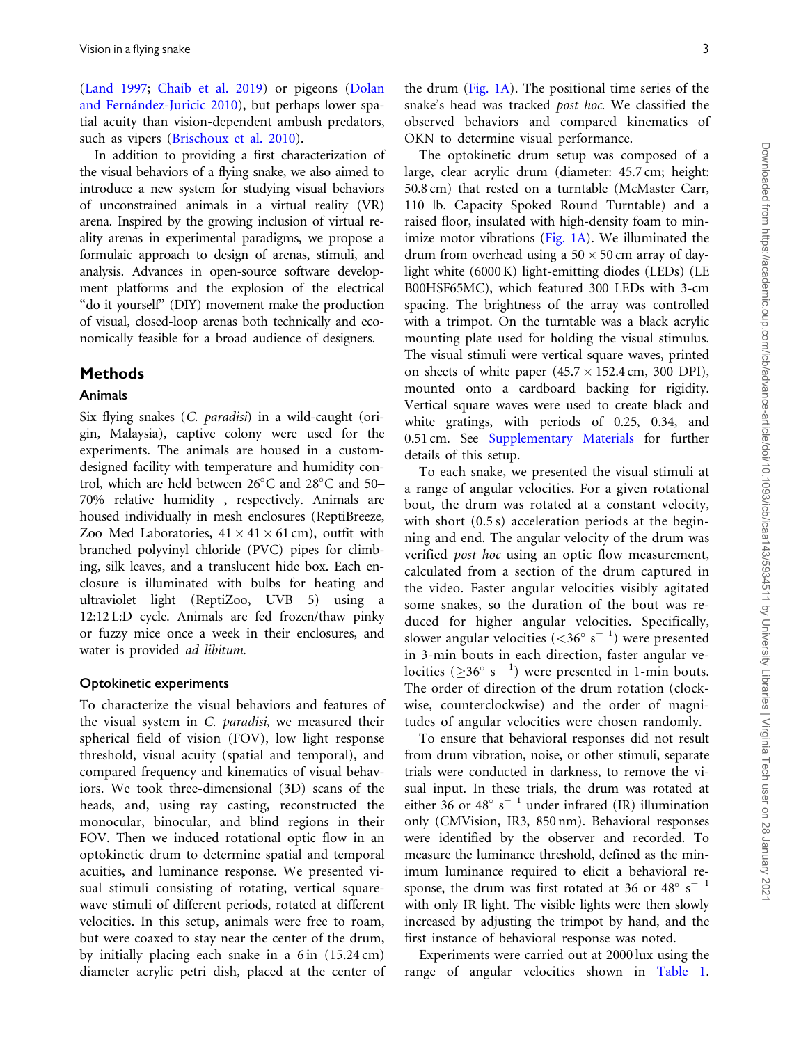(Land 1997; Chaib et al. 2019) or pigeons (Dolan and Fernández-Juricic 2010), but perhaps lower spatial acuity than vision-dependent ambush predators, such as vipers (Brischoux et al. 2010).

In addition to providing a first characterization of the visual behaviors of a flying snake, we also aimed to introduce a new system for studying visual behaviors of unconstrained animals in a virtual reality (VR) arena. Inspired by the growing inclusion of virtual reality arenas in experimental paradigms, we propose a formulaic approach to design of arenas, stimuli, and analysis. Advances in open-source software development platforms and the explosion of the electrical "do it yourself" (DIY) movement make the production of visual, closed-loop arenas both technically and economically feasible for a broad audience of designers.

## Methods

### Animals

Six flying snakes (*C. paradisi*) in a wild-caught (origin, Malaysia), captive colony were used for the experiments. The animals are housed in a custom-designed facility with temperature and humidity control, which are held between 26°C and 28°C and 50–70% relative humidity , respectively. Animals are housed individually in mesh enclosures (ReptiBreeze, Zoo Med Laboratories, 41 × 41 × 61 cm), outfit with branched polyvinyl chloride (PVC) pipes for climbing, silk leaves, and a translucent hide box. Each enclosure is illuminated with bulbs for heating and ultraviolet light (ReptiZoo, UVB 5) using a 12:12 L:D cycle. Animals are fed frozen/thaw pinky or fuzzy mice once a week in their enclosures, and water is provided *ad libitum*.

### Optokinetic experiments

To characterize the visual behaviors and features of the visual system in *C. paradisi*, we measured their spherical field of vision (FOV), low light response threshold, visual acuity (spatial and temporal), and compared frequency and kinematics of visual behaviors. We took three-dimensional (3D) scans of the heads, and, using ray casting, reconstructed the monocular, binocular, and blind regions in their FOV. Then we induced rotational optic flow in an optokinetic drum to determine spatial and temporal acuities, and luminance response. We presented visual stimuli consisting of rotating, vertical square-wave stimuli of different periods, rotated at different velocities. In this setup, animals were free to roam, but were coaxed to stay near the center of the drum, by initially placing each snake in a 6 in (15.24 cm) diameter acrylic petri dish, placed at the center of the drum (Fig. 1A). The positional time series of the snake's head was tracked *post hoc*. We classified the observed behaviors and compared kinematics of OKN to determine visual performance.

The optokinetic drum setup was composed of a large, clear acrylic drum (diameter: 45.7 cm; height: 50.8 cm) that rested on a turntable (McMaster Carr, 110 lb. Capacity Spoked Round Turntable) and a raised floor, insulated with high-density foam to minimize motor vibrations (Fig. 1A). We illuminated the drum from overhead using a 50 × 50 cm array of daylight white (6000 K) light-emitting diodes (LEDs) (LE B00HSF65MC), which featured 300 LEDs with 3-cm spacing. The brightness of the array was controlled with a trimpot. On the turntable was a black acrylic mounting plate used for holding the visual stimulus. The visual stimuli were vertical square waves, printed on sheets of white paper (45.7 × 152.4 cm, 300 DPI), mounted onto a cardboard backing for rigidity. Vertical square waves were used to create black and white gratings, with periods of 0.25, 0.34, and 0.51 cm. See Supplementary Materials for further details of this setup.

To each snake, we presented the visual stimuli at a range of angular velocities. For a given rotational bout, the drum was rotated at a constant velocity, with short (0.5 s) acceleration periods at the beginning and end. The angular velocity of the drum was verified *post hoc* using an optic flow measurement, calculated from a section of the drum captured in the video. Faster angular velocities visibly agitated some snakes, so the duration of the bout was reduced for higher angular velocities. Specifically, slower angular velocities ($<36^\circ$ s$^{-1}$) were presented in 3-min bouts in each direction, faster angular velocities ($\geq 36^\circ$ s$^{-1}$) were presented in 1-min bouts. The order of direction of the drum rotation (clockwise, counterclockwise) and the order of magnitudes of angular velocities were chosen randomly.

To ensure that behavioral responses did not result from drum vibration, noise, or other stimuli, separate trials were conducted in darkness, to remove the visual input. In these trials, the drum was rotated at either 36 or 48° s$^{-1}$ under infrared (IR) illumination only (CMVision, IR3, 850 nm). Behavioral responses were identified by the observer and recorded. To measure the luminance threshold, defined as the minimum luminance required to elicit a behavioral response, the drum was first rotated at 36 or 48° s$^{-1}$ with only IR light. The visible lights were then slowly increased by adjusting the trimpot by hand, and the first instance of behavioral response was noted.

Experiments were carried out at 2000 lux using the range of angular velocities shown in Table 1.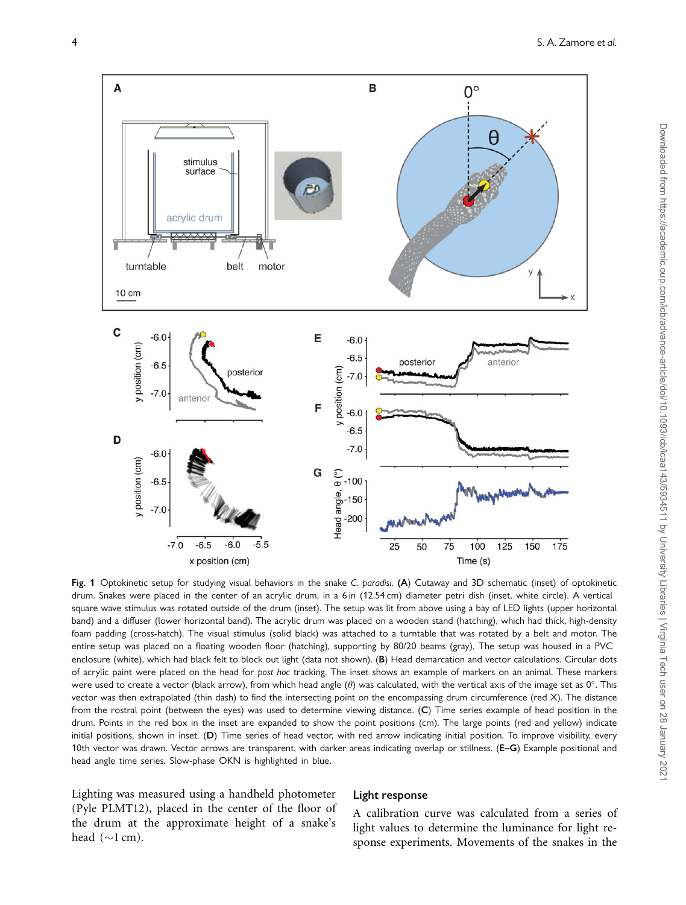**Fig. 1** Optokinetic setup for studying visual behaviors in the snake *C. paradisi*. (**A**) Cutaway and 3D schematic (inset) of optokinetic drum. Snakes were placed in the center of an acrylic drum, in a 6 in (12.54 cm) diameter petri dish (inset, white circle). A vertical square wave stimulus was rotated outside of the drum (inset). The setup was lit from above using a bay of LED lights (upper horizontal band) and a diffuser (lower horizontal band). The acrylic drum was placed on a wooden stand (hatching), which had thick, high-density foam padding (cross-hatch). The visual stimulus (solid black) was attached to a turntable that was rotated by a belt and motor. The entire setup was placed on a floating wooden floor (hatching), supporting by 80/20 beams (gray). The setup was housed in a PVC enclosure (white), which had black felt to block out light (data not shown). (**B**) Head demarcation and vector calculations. Circular dots of acrylic paint were placed on the head for *post hoc* tracking. The inset shows an example of markers on an animal. These markers were used to create a vector (black arrow), from which head angle ($\theta$) was calculated, with the vertical axis of the image set as 0°. This vector was then extrapolated (thin dash) to find the intersecting point on the encompassing drum circumference (red X). The distance from the rostral point (between the eyes) was used to determine viewing distance. (**C**) Time series example of head position in the drum. Points in the red box in the inset are expanded to show the point positions (cm). The large points (red and yellow) indicate initial positions, shown in inset. (**D**) Time series of head vector, with red arrow indicating initial position. To improve visibility, every 10th vector was drawn. Vector arrows are transparent, with darker areas indicating overlap or stillness. (**E–G**) Example positional and head angle time series. Slow-phase OKN is highlighted in blue.

Lighting was measured using a handheld photometer (Pyle PLMT12), placed in the center of the floor of the drum at the approximate height of a snake's head (~1 cm).

## Light response

A calibration curve was calculated from a series of light values to determine the luminance for light response experiments. Movements of the snakes in the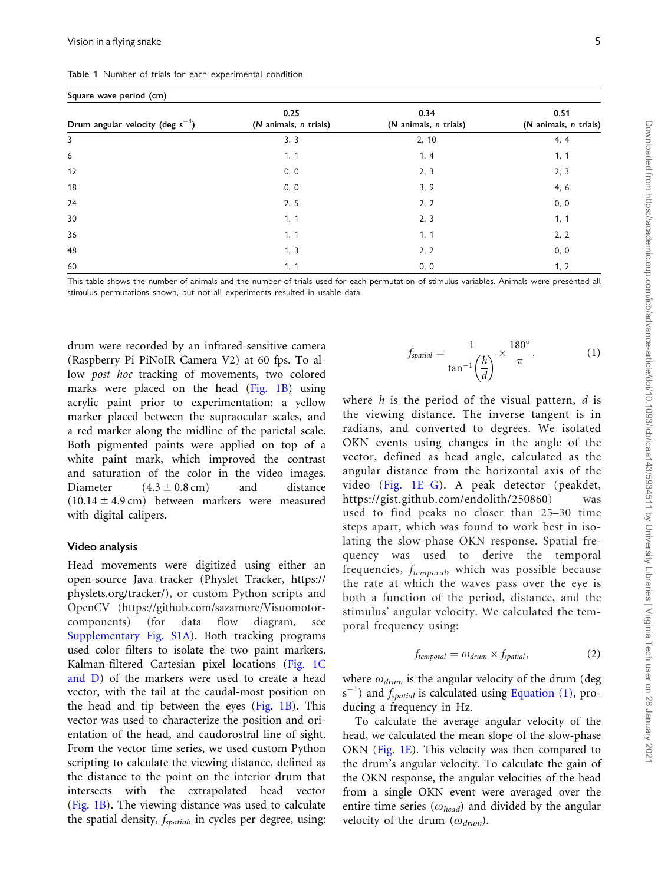**Table 1** Number of trials for each experimental condition

| | Square wave period (cm) | | |
|---|---|---|---|
| Drum angular velocity (deg $s^{-1}$) | 0.25 (*N* animals, *n* trials) | 0.34 (*N* animals, *n* trials) | 0.51 (*N* animals, *n* trials) |
| 3 | 3, 3 | 2, 10 | 4, 4 |
| 6 | 1, 1 | 1, 4 | 1, 1 |
| 12 | 0, 0 | 2, 3 | 2, 3 |
| 18 | 0, 0 | 3, 9 | 4, 6 |
| 24 | 2, 5 | 2, 2 | 0, 0 |
| 30 | 1, 1 | 2, 3 | 1, 1 |
| 36 | 1, 1 | 1, 1 | 2, 2 |
| 48 | 1, 3 | 2, 2 | 0, 0 |
| 60 | 1, 1 | 0, 0 | 1, 2 |

This table shows the number of animals and the number of trials used for each permutation of stimulus variables. Animals were presented all stimulus permutations shown, but not all experiments resulted in usable data.

drum were recorded by an infrared-sensitive camera (Raspberry Pi PiNoIR Camera V2) at 60 fps. To allow *post hoc* tracking of movements, two colored marks were placed on the head (Fig. 1B) using acrylic paint prior to experimentation: a yellow marker placed between the supraocular scales, and a red marker along the midline of the parietal scale. Both pigmented paints were applied on top of a white paint mark, which improved the contrast and saturation of the color in the video images. Diameter ($4.3 \pm 0.8$ cm) and distance ($10.14 \pm 4.9$ cm) between markers were measured with digital calipers.

### Video analysis

Head movements were digitized using either an open-source Java tracker (Physlet Tracker, https://physlets.org/tracker/), or custom Python scripts and OpenCV (https://github.com/sazamore/Visuomotor-components) (for data flow diagram, see Supplementary Fig. S1A). Both tracking programs used color filters to isolate the two paint markers. Kalman-filtered Cartesian pixel locations (Fig. 1C and D) of the markers were used to create a head vector, with the tail at the caudal-most position on the head and tip between the eyes (Fig. 1B). This vector was used to characterize the position and orientation of the head, and caudorostral line of sight. From the vector time series, we used custom Python scripting to calculate the viewing distance, defined as the distance to the point on the interior drum that intersects with the extrapolated head vector (Fig. 1B). The viewing distance was used to calculate the spatial density, $f_{spatial}$, in cycles per degree, using:

$$f_{spatial} = \frac{1}{\tan^{-1}\left(\frac{h}{d}\right)} \times \frac{180^\circ}{\pi}, \tag{1}$$

where $h$ is the period of the visual pattern, $d$ is the viewing distance. The inverse tangent is in radians, and converted to degrees. We isolated OKN events using changes in the angle of the vector, defined as head angle, calculated as the angular distance from the horizontal axis of the video (Fig. 1E–G). A peak detector (peakdet, https://gist.github.com/endolith/250860) was used to find peaks no closer than 25–30 time steps apart, which was found to work best in isolating the slow-phase OKN response. Spatial frequency was used to derive the temporal frequencies, $f_{temporal}$, which was possible because the rate at which the waves pass over the eye is both a function of the period, distance, and the stimulus' angular velocity. We calculated the temporal frequency using:

$$f_{temporal} = \omega_{drum} \times f_{spatial}, \tag{2}$$

where $\omega_{drum}$ is the angular velocity of the drum (deg $s^{-1}$) and $f_{spatial}$ is calculated using Equation (1), producing a frequency in Hz.

To calculate the average angular velocity of the head, we calculated the mean slope of the slow-phase OKN (Fig. 1E). This velocity was then compared to the drum's angular velocity. To calculate the gain of the OKN response, the angular velocities of the head from a single OKN event were averaged over the entire time series ($\omega_{head}$) and divided by the angular velocity of the drum ($\omega_{drum}$).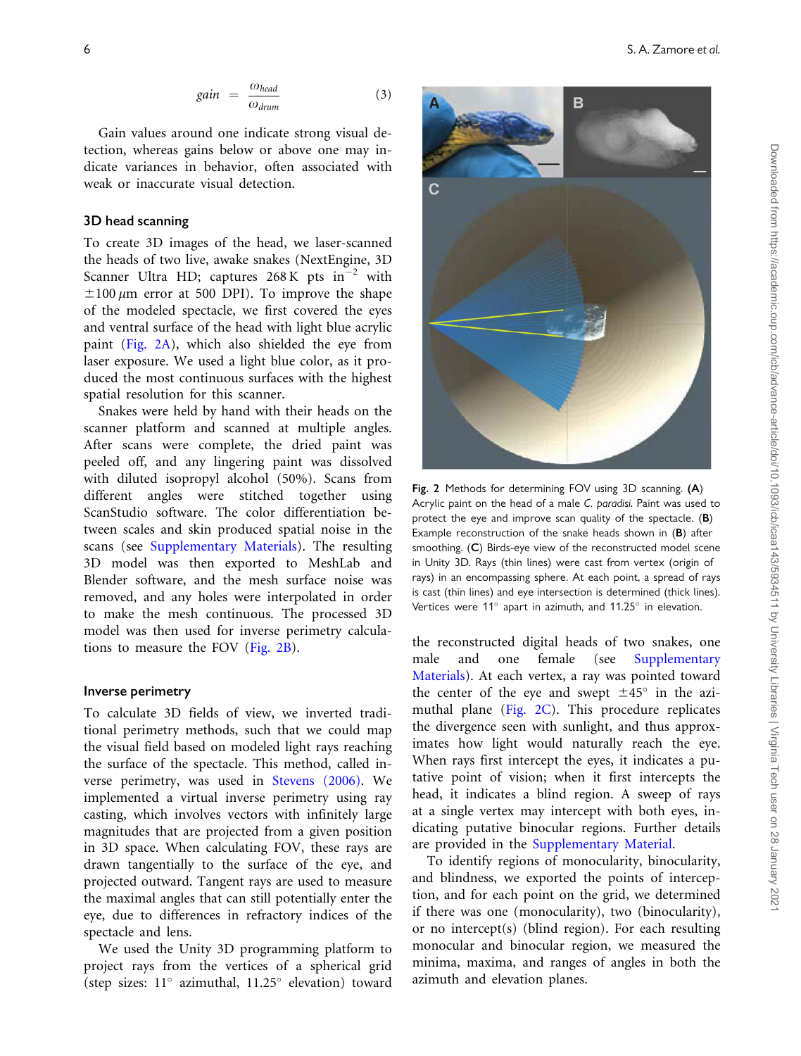$$gain = \frac{\omega_{head}}{\omega_{drum}} \quad (3)$$

Gain values around one indicate strong visual detection, whereas gains below or above one may indicate variances in behavior, often associated with weak or inaccurate visual detection.

### 3D head scanning

To create 3D images of the head, we laser-scanned the heads of two live, awake snakes (NextEngine, 3D Scanner Ultra HD; captures 268 K pts $in^{-2}$ with $\pm 100\,\mu m$ error at 500 DPI). To improve the shape of the modeled spectacle, we first covered the eyes and ventral surface of the head with light blue acrylic paint (Fig. 2A), which also shielded the eye from laser exposure. We used a light blue color, as it produced the most continuous surfaces with the highest spatial resolution for this scanner.

Snakes were held by hand with their heads on the scanner platform and scanned at multiple angles. After scans were complete, the dried paint was peeled off, and any lingering paint was dissolved with diluted isopropyl alcohol (50%). Scans from different angles were stitched together using ScanStudio software. The color differentiation between scales and skin produced spatial noise in the scans (see Supplementary Materials). The resulting 3D model was then exported to MeshLab and Blender software, and the mesh surface noise was removed, and any holes were interpolated in order to make the mesh continuous. The processed 3D model was then used for inverse perimetry calculations to measure the FOV (Fig. 2B).

### Inverse perimetry

To calculate 3D fields of view, we inverted traditional perimetry methods, such that we could map the visual field based on modeled light rays reaching the surface of the spectacle. This method, called inverse perimetry, was used in Stevens (2006). We implemented a virtual inverse perimetry using ray casting, which involves vectors with infinitely large magnitudes that are projected from a given position in 3D space. When calculating FOV, these rays are drawn tangentially to the surface of the eye, and projected outward. Tangent rays are used to measure the maximal angles that can still potentially enter the eye, due to differences in refractory indices of the spectacle and lens.

We used the Unity 3D programming platform to project rays from the vertices of a spherical grid (step sizes: 11° azimuthal, 11.25° elevation) toward the reconstructed digital heads of two snakes, one male and one female (see Supplementary Materials). At each vertex, a ray was pointed toward the center of the eye and swept ±45° in the azimuthal plane (Fig. 2C). This procedure replicates the divergence seen with sunlight, and thus approximates how light would naturally reach the eye. When rays first intercept the eyes, it indicates a putative point of vision; when it first intercepts the head, it indicates a blind region. A sweep of rays at a single vertex may intercept with both eyes, indicating putative binocular regions. Further details are provided in the Supplementary Material.

To identify regions of monocularity, binocularity, and blindness, we exported the points of interception, and for each point on the grid, we determined if there was one (monocularity), two (binocularity), or no intercept(s) (blind region). For each resulting monocular and binocular region, we measured the minima, maxima, and ranges of angles in both the azimuth and elevation planes.

**Fig. 2** Methods for determining FOV using 3D scanning. (**A**) Acrylic paint on the head of a male *C. paradisi*. Paint was used to protect the eye and improve scan quality of the spectacle. (**B**) Example reconstruction of the snake heads shown in (**B**) after smoothing. (**C**) Birds-eye view of the reconstructed model scene in Unity 3D. Rays (thin lines) were cast from vertex (origin of rays) in an encompassing sphere. At each point, a spread of rays is cast (thin lines) and eye intersection is determined (thick lines). Vertices were 11° apart in azimuth, and 11.25° in elevation.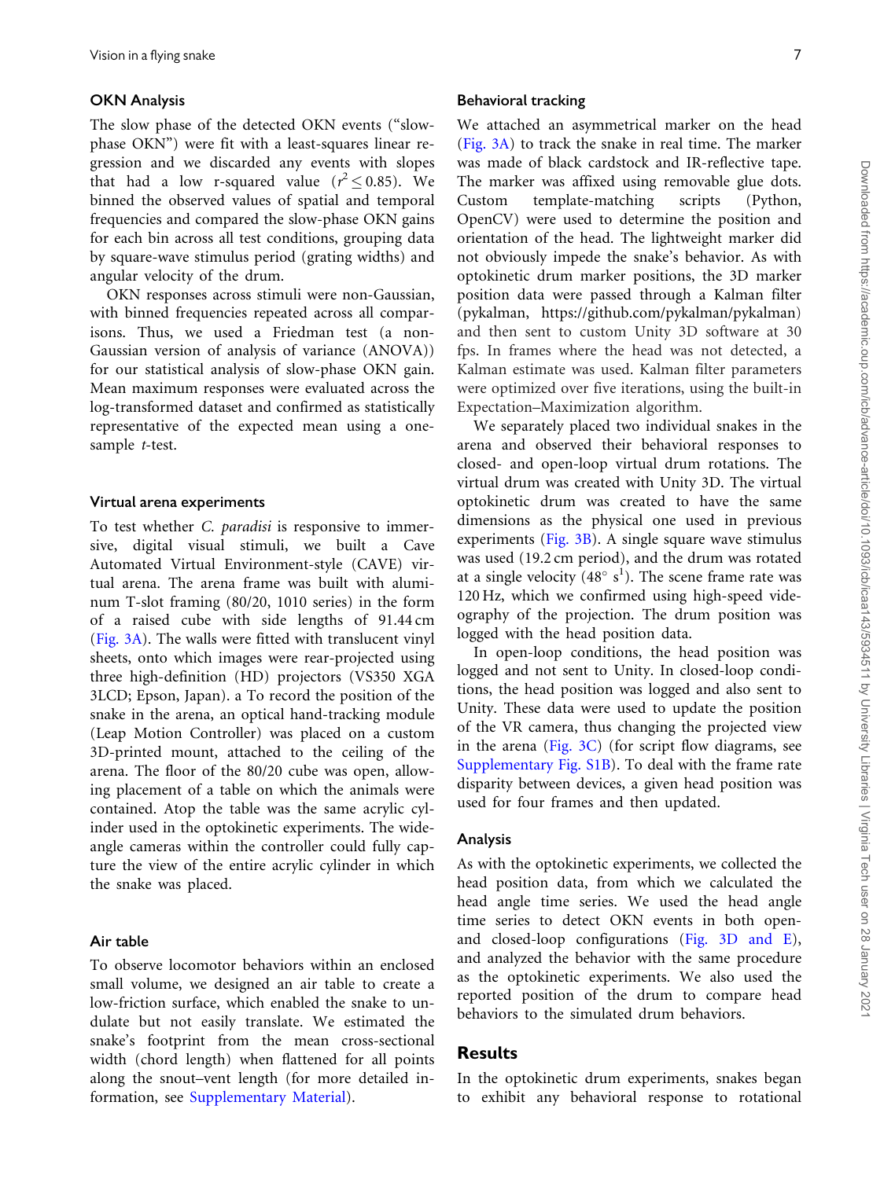### OKN Analysis

The slow phase of the detected OKN events ("slow-phase OKN") were fit with a least-squares linear regression and we discarded any events with slopes that had a low r-squared value ($r^2 \leq 0.85$). We binned the observed values of spatial and temporal frequencies and compared the slow-phase OKN gains for each bin across all test conditions, grouping data by square-wave stimulus period (grating widths) and angular velocity of the drum.

OKN responses across stimuli were non-Gaussian, with binned frequencies repeated across all comparisons. Thus, we used a Friedman test (a non-Gaussian version of analysis of variance (ANOVA)) for our statistical analysis of slow-phase OKN gain. Mean maximum responses were evaluated across the log-transformed dataset and confirmed as statistically representative of the expected mean using a one-sample *t*-test.

### Virtual arena experiments

To test whether *C. paradisi* is responsive to immersive, digital visual stimuli, we built a Cave Automated Virtual Environment-style (CAVE) virtual arena. The arena frame was built with aluminum T-slot framing (80/20, 1010 series) in the form of a raised cube with side lengths of 91.44 cm (Fig. 3A). The walls were fitted with translucent vinyl sheets, onto which images were rear-projected using three high-definition (HD) projectors (VS350 XGA 3LCD; Epson, Japan). a To record the position of the snake in the arena, an optical hand-tracking module (Leap Motion Controller) was placed on a custom 3D-printed mount, attached to the ceiling of the arena. The floor of the 80/20 cube was open, allowing placement of a table on which the animals were contained. Atop the table was the same acrylic cylinder used in the optokinetic experiments. The wide-angle cameras within the controller could fully capture the view of the entire acrylic cylinder in which the snake was placed.

### Air table

To observe locomotor behaviors within an enclosed small volume, we designed an air table to create a low-friction surface, which enabled the snake to undulate but not easily translate. We estimated the snake's footprint from the mean cross-sectional width (chord length) when flattened for all points along the snout–vent length (for more detailed information, see Supplementary Material).

### Behavioral tracking

We attached an asymmetrical marker on the head (Fig. 3A) to track the snake in real time. The marker was made of black cardstock and IR-reflective tape. The marker was affixed using removable glue dots. Custom template-matching scripts (Python, OpenCV) were used to determine the position and orientation of the head. The lightweight marker did not obviously impede the snake's behavior. As with optokinetic drum marker positions, the 3D marker position data were passed through a Kalman filter (pykalman, https://github.com/pykalman/pykalman) and then sent to custom Unity 3D software at 30 fps. In frames where the head was not detected, a Kalman estimate was used. Kalman filter parameters were optimized over five iterations, using the built-in Expectation–Maximization algorithm.

We separately placed two individual snakes in the arena and observed their behavioral responses to closed- and open-loop virtual drum rotations. The virtual drum was created with Unity 3D. The virtual optokinetic drum was created to have the same dimensions as the physical one used in previous experiments (Fig. 3B). A single square wave stimulus was used (19.2 cm period), and the drum was rotated at a single velocity ($48^\circ$ $s^1$). The scene frame rate was 120 Hz, which we confirmed using high-speed videography of the projection. The drum position was logged with the head position data.

In open-loop conditions, the head position was logged and not sent to Unity. In closed-loop conditions, the head position was logged and also sent to Unity. These data were used to update the position of the VR camera, thus changing the projected view in the arena (Fig. 3C) (for script flow diagrams, see Supplementary Fig. S1B). To deal with the frame rate disparity between devices, a given head position was used for four frames and then updated.

### Analysis

As with the optokinetic experiments, we collected the head position data, from which we calculated the head angle time series. We used the head angle time series to detect OKN events in both open- and closed-loop configurations (Fig. 3D and E), and analyzed the behavior with the same procedure as the optokinetic experiments. We also used the reported position of the drum to compare head behaviors to the simulated drum behaviors.

## Results

In the optokinetic drum experiments, snakes began to exhibit any behavioral response to rotational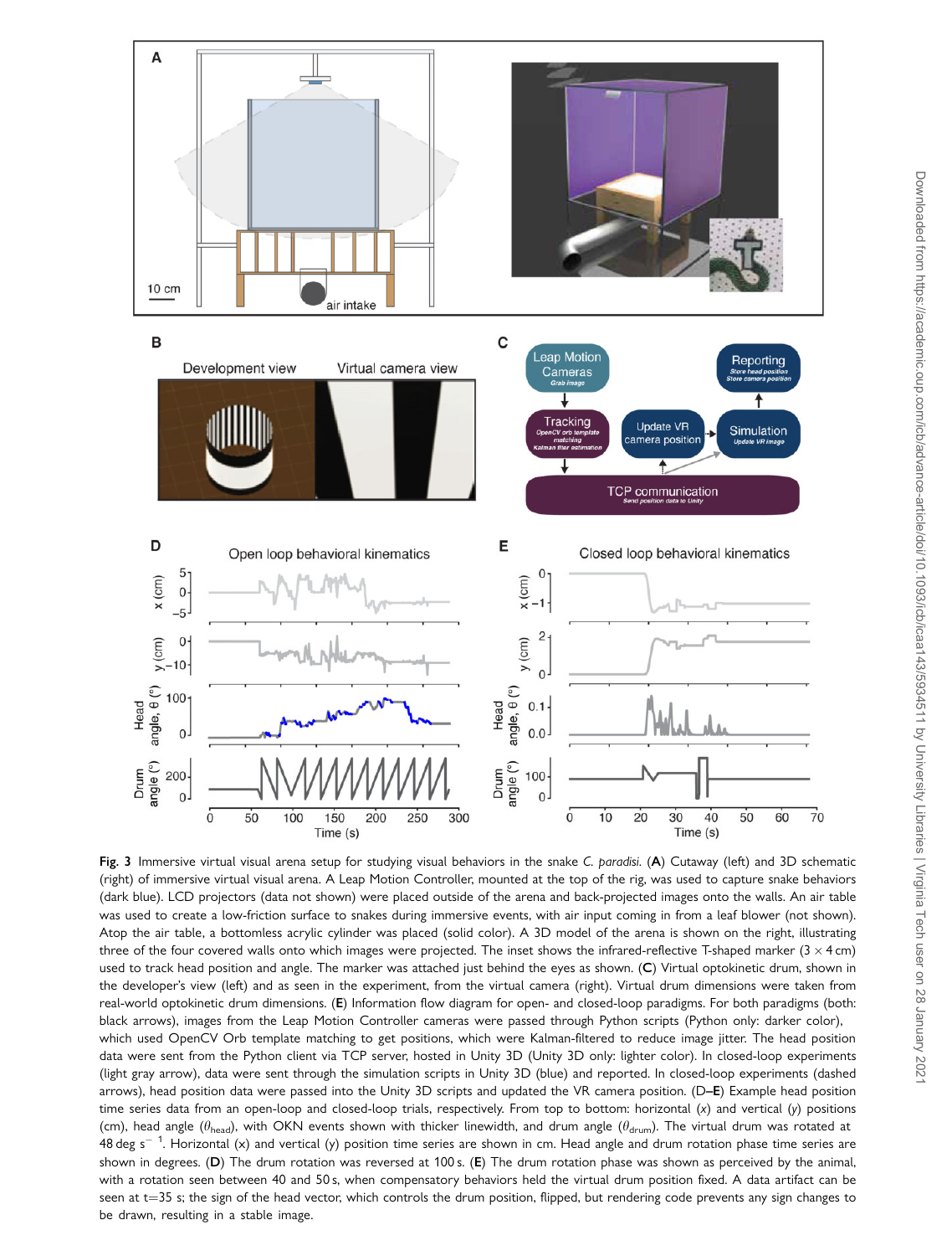**Fig. 3** Immersive virtual visual arena setup for studying visual behaviors in the snake *C. paradisi*. (**A**) Cutaway (left) and 3D schematic (right) of immersive virtual visual arena. A Leap Motion Controller, mounted at the top of the rig, was used to capture snake behaviors (dark blue). LCD projectors (data not shown) were placed outside of the arena and back-projected images onto the walls. An air table was used to create a low-friction surface to snakes during immersive events, with air input coming in from a leaf blower (not shown). Atop the air table, a bottomless acrylic cylinder was placed (solid color). A 3D model of the arena is shown on the right, illustrating three of the four covered walls onto which images were projected. The inset shows the infrared-reflective T-shaped marker ($3 \times 4$ cm) used to track head position and angle. The marker was attached just behind the eyes as shown. (**C**) Virtual optokinetic drum, shown in the developer's view (left) and as seen in the experiment, from the virtual camera (right). Virtual drum dimensions were taken from real-world optokinetic drum dimensions. (**E**) Information flow diagram for open- and closed-loop paradigms. For both paradigms (both: black arrows), images from the Leap Motion Controller cameras were passed through Python scripts (Python only: darker color), which used OpenCV Orb template matching to get positions, which were Kalman-filtered to reduce image jitter. The head position data were sent from the Python client via TCP server, hosted in Unity 3D (Unity 3D only: lighter color). In closed-loop experiments (light gray arrow), data were sent through the simulation scripts in Unity 3D (blue) and reported. In closed-loop experiments (dashed arrows), head position data were passed into the Unity 3D scripts and updated the VR camera position. (**D–E**) Example head position time series data from an open-loop and closed-loop trials, respectively. From top to bottom: horizontal ($x$) and vertical ($y$) positions (cm), head angle ($\theta_{head}$), with OKN events shown with thicker linewidth, and drum angle ($\theta_{drum}$). The virtual drum was rotated at 48 deg s$^{-1}$. Horizontal (x) and vertical (y) position time series are shown in cm. Head angle and drum rotation phase time series are shown in degrees. (**D**) The drum rotation was reversed at 100 s. (**E**) The drum rotation phase was shown as perceived by the animal, with a rotation seen between 40 and 50 s, when compensatory behaviors held the virtual drum position fixed. A data artifact can be seen at t=35 s; the sign of the head vector, which controls the drum position, flipped, but rendering code prevents any sign changes to be drawn, resulting in a stable image.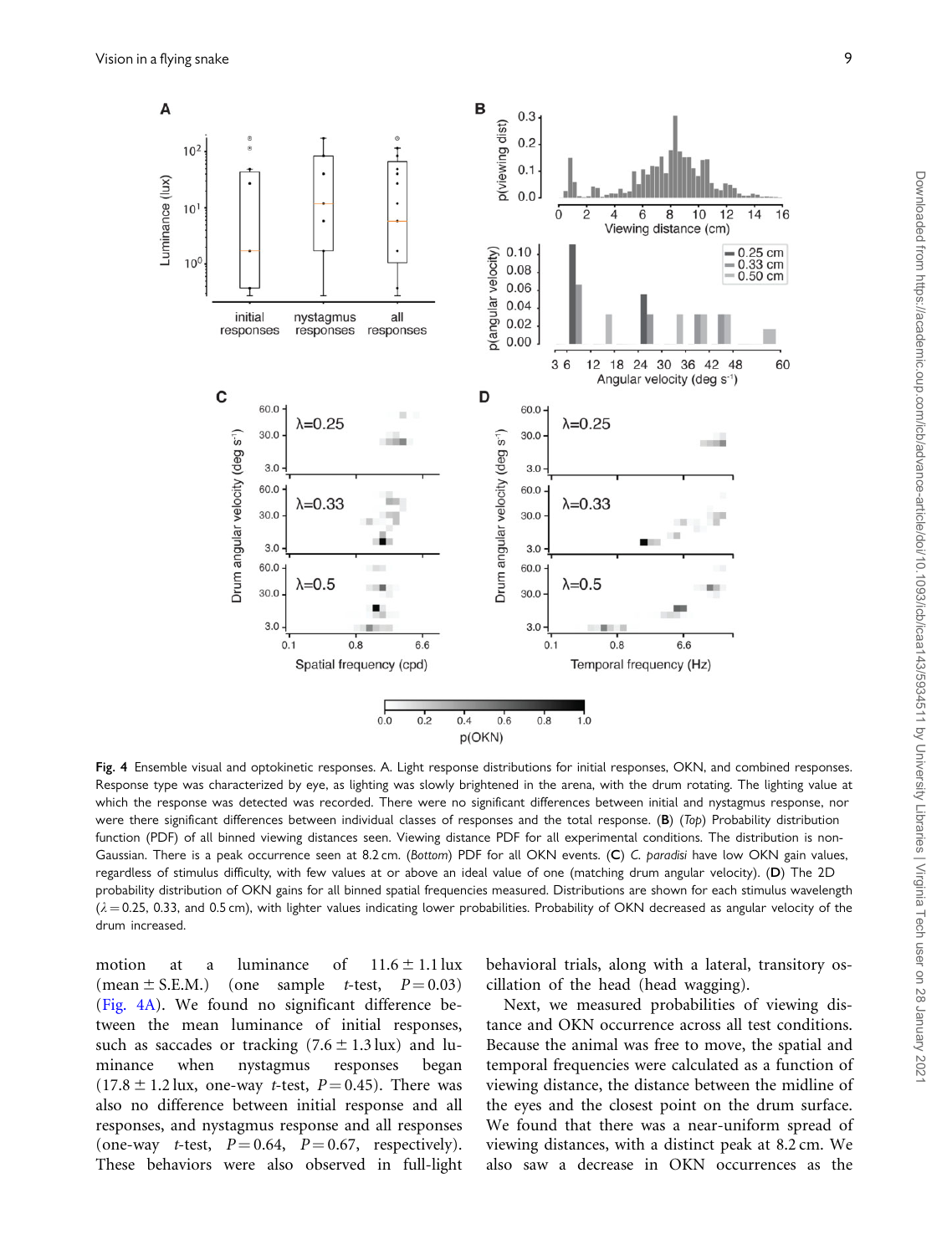**Fig. 4** Ensemble visual and optokinetic responses. A. Light response distributions for initial responses, OKN, and combined responses. Response type was characterized by eye, as lighting was slowly brightened in the arena, with the drum rotating. The lighting value at which the response was detected was recorded. There were no significant differences between initial and nystagmus response, nor were there significant differences between individual classes of responses and the total response. (**B**) (*Top*) Probability distribution function (PDF) of all binned viewing distances seen. Viewing distance PDF for all experimental conditions. The distribution is non-Gaussian. There is a peak occurrence seen at 8.2 cm. (*Bottom*) PDF for all OKN events. (**C**) *C. paradisi* have low OKN gain values, regardless of stimulus difficulty, with few values at or above an ideal value of one (matching drum angular velocity). (**D**) The 2D probability distribution of OKN gains for all binned spatial frequencies measured. Distributions are shown for each stimulus wavelength ($\lambda = 0.25$, 0.33, and 0.5 cm), with lighter values indicating lower probabilities. Probability of OKN decreased as angular velocity of the drum increased.

motion at a luminance of $11.6 \pm 1.1$ lux (mean $\pm$ S.E.M.) (one sample $t$-test, $P = 0.03$) (Fig. 4A). We found no significant difference between the mean luminance of initial responses, such as saccades or tracking ($7.6 \pm 1.3$ lux) and luminance when nystagmus responses began ($17.8 \pm 1.2$ lux, one-way $t$-test, $P = 0.45$). There was also no difference between initial response and all responses, and nystagmus response and all responses (one-way $t$-test, $P = 0.64$, $P = 0.67$, respectively). These behaviors were also observed in full-light behavioral trials, along with a lateral, transitory oscillation of the head (head wagging).

Next, we measured probabilities of viewing distance and OKN occurrence across all test conditions. Because the animal was free to move, the spatial and temporal frequencies were calculated as a function of viewing distance, the distance between the midline of the eyes and the closest point on the drum surface. We found that there was a near-uniform spread of viewing distances, with a distinct peak at 8.2 cm. We also saw a decrease in OKN occurrences as the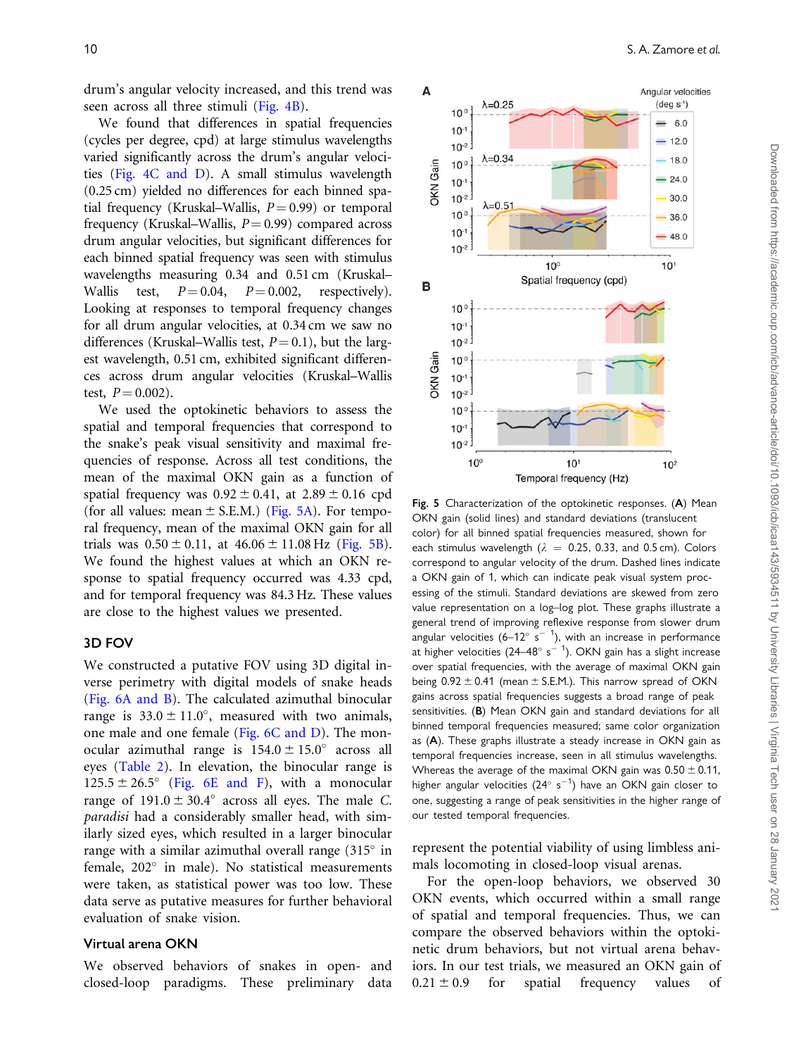drum's angular velocity increased, and this trend was seen across all three stimuli (Fig. 4B).

We found that differences in spatial frequencies (cycles per degree, cpd) at large stimulus wavelengths varied significantly across the drum's angular velocities (Fig. 4C and D). A small stimulus wavelength (0.25 cm) yielded no differences for each binned spatial frequency (Kruskal–Wallis, $P = 0.99$) or temporal frequency (Kruskal–Wallis, $P = 0.99$) compared across drum angular velocities, but significant differences for each binned spatial frequency was seen with stimulus wavelengths measuring 0.34 and 0.51 cm (Kruskal–Wallis test, $P = 0.04$, $P = 0.002$, respectively). Looking at responses to temporal frequency changes for all drum angular velocities, at 0.34 cm we saw no differences (Kruskal–Wallis test, $P = 0.1$), but the largest wavelength, 0.51 cm, exhibited significant differences across drum angular velocities (Kruskal–Wallis test, $P = 0.002$).

We used the optokinetic behaviors to assess the spatial and temporal frequencies that correspond to the snake's peak visual sensitivity and maximal frequencies of response. Across all test conditions, the mean of the maximal OKN gain as a function of spatial frequency was $0.92 \pm 0.41$, at $2.89 \pm 0.16$ cpd (for all values: mean ± S.E.M.) (Fig. 5A). For temporal frequency, mean of the maximal OKN gain for all trials was $0.50 \pm 0.11$, at $46.06 \pm 11.08$ Hz (Fig. 5B). We found the highest values at which an OKN response to spatial frequency occurred was 4.33 cpd, and for temporal frequency was 84.3 Hz. These values are close to the highest values we presented.

## 3D FOV

We constructed a putative FOV using 3D digital inverse perimetry with digital models of snake heads (Fig. 6A and B). The calculated azimuthal binocular range is $33.0 \pm 11.0°$, measured with two animals, one male and one female (Fig. 6C and D). The monocular azimuthal range is $154.0 \pm 15.0°$ across all eyes (Table 2). In elevation, the binocular range is $125.5 \pm 26.5°$ (Fig. 6E and F), with a monocular range of $191.0 \pm 30.4°$ across all eyes. The male *C. paradisi* had a considerably smaller head, with similarly sized eyes, which resulted in a larger binocular range with a similar azimuthal overall range (315° in female, 202° in male). No statistical measurements were taken, as statistical power was too low. These data serve as putative measures for further behavioral evaluation of snake vision.

## Virtual arena OKN

We observed behaviors of snakes in open- and closed-loop paradigms. These preliminary data represent the potential viability of using limbless animals locomoting in closed-loop visual arenas.

For the open-loop behaviors, we observed 30 OKN events, which occurred within a small range of spatial and temporal frequencies. Thus, we can compare the observed behaviors within the optokinetic drum behaviors, but not virtual arena behaviors. In our test trials, we measured an OKN gain of $0.21 \pm 0.9$ for spatial frequency values of

**Fig. 5** Characterization of the optokinetic responses. (**A**) Mean OKN gain (solid lines) and standard deviations (translucent color) for all binned spatial frequencies measured, shown for each stimulus wavelength ($\lambda$ = 0.25, 0.33, and 0.5 cm). Colors correspond to angular velocity of the drum. Dashed lines indicate a OKN gain of 1, which can indicate peak visual system processing of the stimuli. Standard deviations are skewed from zero value representation on a log–log plot. These graphs illustrate a general trend of improving reflexive response from slower drum angular velocities (6–12° s$^{-1}$), with an increase in performance at higher velocities (24–48° s$^{-1}$). OKN gain has a slight increase over spatial frequencies, with the average of maximal OKN gain being $0.92 \pm 0.41$ (mean ± S.E.M.). This narrow spread of OKN gains across spatial frequencies suggests a broad range of peak sensitivities. (**B**) Mean OKN gain and standard deviations for all binned temporal frequencies measured; same color organization as (**A**). These graphs illustrate a steady increase in OKN gain as temporal frequencies increase, seen in all stimulus wavelengths. Whereas the average of the maximal OKN gain was $0.50 \pm 0.11$, higher angular velocities (24° s$^{-1}$) have an OKN gain closer to one, suggesting a range of peak sensitivities in the higher range of our tested temporal frequencies.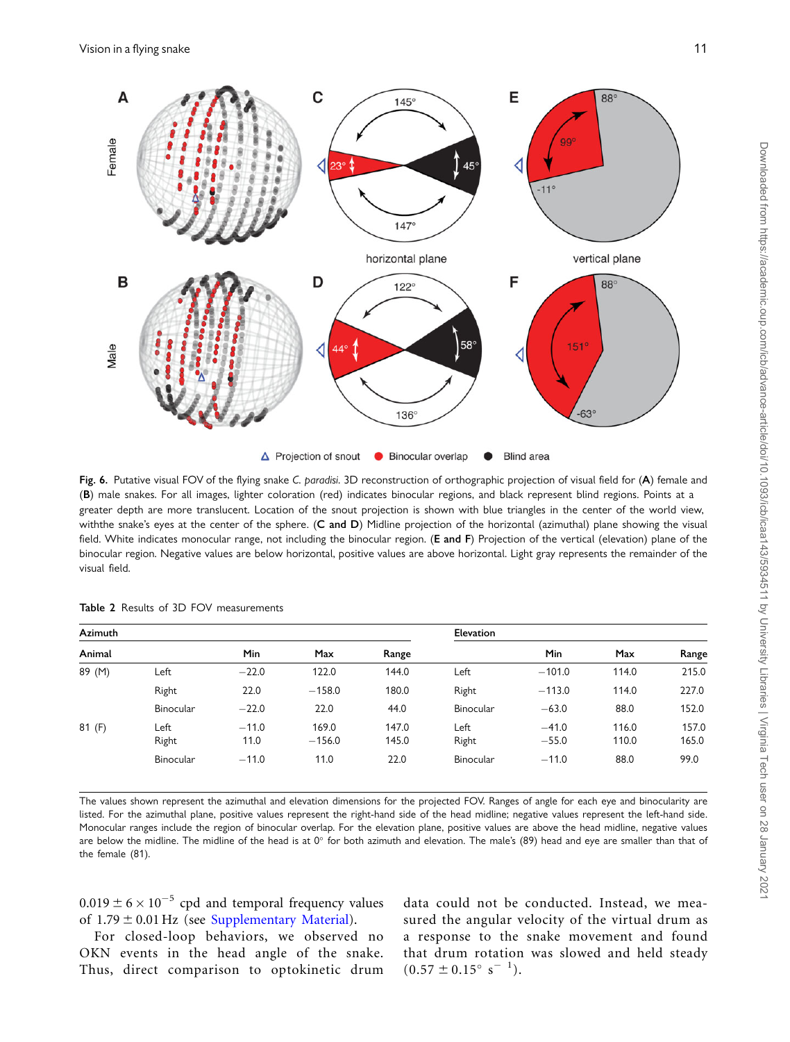**Fig. 6.** Putative visual FOV of the flying snake *C. paradisi*. 3D reconstruction of orthographic projection of visual field for (**A**) female and (**B**) male snakes. For all images, lighter coloration (red) indicates binocular regions, and black represent blind regions. Points at a greater depth are more translucent. Location of the snout projection is shown with blue triangles in the center of the world view, withthe snake's eyes at the center of the sphere. (**C and D**) Midline projection of the horizontal (azimuthal) plane showing the visual field. White indicates monocular range, not including the binocular region. (**E and F**) Projection of the vertical (elevation) plane of the binocular region. Negative values are below horizontal, positive values are above horizontal. Light gray represents the remainder of the visual field.

**Table 2** Results of 3D FOV measurements

| Azimuth | | | | | Elevation | | | |
|---|---|---|---|---|---|---|---|---|
| Animal | | Min | Max | Range | | Min | Max | Range |
| 89 (M) | Left | −22.0 | 122.0 | 144.0 | Left | −101.0 | 114.0 | 215.0 |
| | Right | 22.0 | −158.0 | 180.0 | Right | −113.0 | 114.0 | 227.0 |
| | Binocular | −22.0 | 22.0 | 44.0 | Binocular | −63.0 | 88.0 | 152.0 |
| 81 (F) | Left | −11.0 | 169.0 | 147.0 | Left | −41.0 | 116.0 | 157.0 |
| | Right | 11.0 | −156.0 | 145.0 | Right | −55.0 | 110.0 | 165.0 |
| | Binocular | −11.0 | 11.0 | 22.0 | Binocular | −11.0 | 88.0 | 99.0 |

The values shown represent the azimuthal and elevation dimensions for the projected FOV. Ranges of angle for each eye and binocularity are listed. For the azimuthal plane, positive values represent the right-hand side of the head midline; negative values represent the left-hand side. Monocular ranges include the region of binocular overlap. For the elevation plane, positive values are above the head midline, negative values are below the midline. The midline of the head is at 0° for both azimuth and elevation. The male's (89) head and eye are smaller than that of the female (81).

$0.019 \pm 6 \times 10^{-5}$ cpd and temporal frequency values of $1.79 \pm 0.01$ Hz (see Supplementary Material).

For closed-loop behaviors, we observed no OKN events in the head angle of the snake. Thus, direct comparison to optokinetic drum data could not be conducted. Instead, we measured the angular velocity of the virtual drum as a response to the snake movement and found that drum rotation was slowed and held steady ($0.57 \pm 0.15° \text{ s}^{-1}$).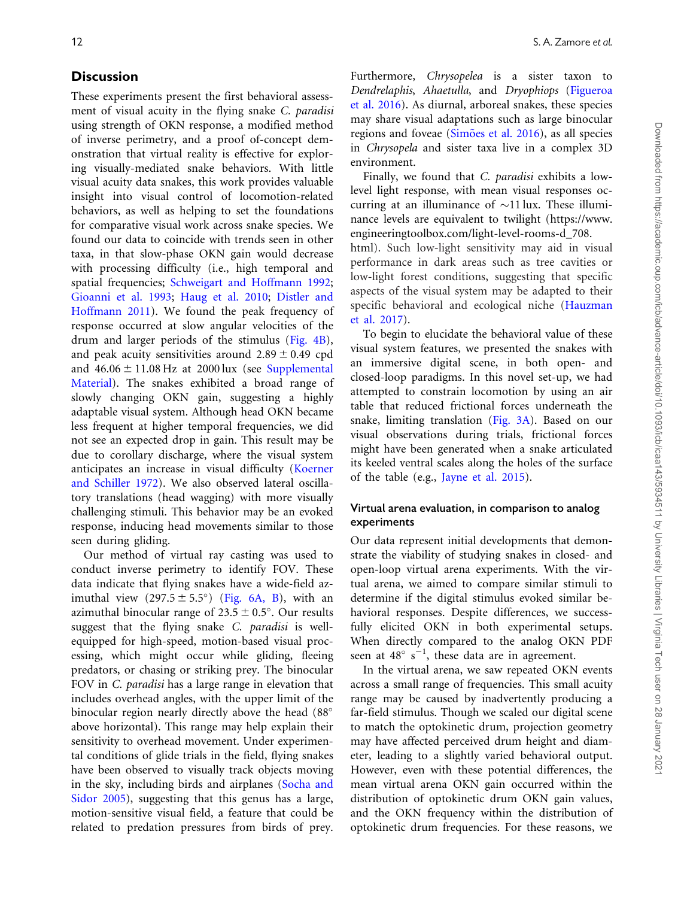## Discussion

These experiments present the first behavioral assessment of visual acuity in the flying snake *C. paradisi* using strength of OKN response, a modified method of inverse perimetry, and a proof of-concept demonstration that virtual reality is effective for exploring visually-mediated snake behaviors. With little visual acuity data snakes, this work provides valuable insight into visual control of locomotion-related behaviors, as well as helping to set the foundations for comparative visual work across snake species. We found our data to coincide with trends seen in other taxa, in that slow-phase OKN gain would decrease with processing difficulty (i.e., high temporal and spatial frequencies; Schweigart and Hoffmann 1992; Gioanni et al. 1993; Haug et al. 2010; Distler and Hoffmann 2011). We found the peak frequency of response occurred at slow angular velocities of the drum and larger periods of the stimulus (Fig. 4B), and peak acuity sensitivities around $2.89 \pm 0.49$ cpd and $46.06 \pm 11.08$ Hz at 2000 lux (see Supplemental Material). The snakes exhibited a broad range of slowly changing OKN gain, suggesting a highly adaptable visual system. Although head OKN became less frequent at higher temporal frequencies, we did not see an expected drop in gain. This result may be due to corollary discharge, where the visual system anticipates an increase in visual difficulty (Koerner and Schiller 1972). We also observed lateral oscillatory translations (head wagging) with more visually challenging stimuli. This behavior may be an evoked response, inducing head movements similar to those seen during gliding.

Our method of virtual ray casting was used to conduct inverse perimetry to identify FOV. These data indicate that flying snakes have a wide-field azimuthal view ($297.5 \pm 5.5°$) (Fig. 6A, B), with an azimuthal binocular range of $23.5 \pm 0.5°$. Our results suggest that the flying snake *C. paradisi* is well-equipped for high-speed, motion-based visual processing, which might occur while gliding, fleeing predators, or chasing or striking prey. The binocular FOV in *C. paradisi* has a large range in elevation that includes overhead angles, with the upper limit of the binocular region nearly directly above the head (88° above horizontal). This range may help explain their sensitivity to overhead movement. Under experimental conditions of glide trials in the field, flying snakes have been observed to visually track objects moving in the sky, including birds and airplanes (Socha and Sidor 2005), suggesting that this genus has a large, motion-sensitive visual field, a feature that could be related to predation pressures from birds of prey. Furthermore, *Chrysopelea* is a sister taxon to *Dendrelaphis*, *Ahaetulla*, and *Dryophiops* (Figueroa et al. 2016). As diurnal, arboreal snakes, these species may share visual adaptations such as large binocular regions and foveae (Simões et al. 2016), as all species in *Chrysopela* and sister taxa live in a complex 3D environment.

Finally, we found that *C. paradisi* exhibits a low-level light response, with mean visual responses occurring at an illuminance of ~11 lux. These illuminance levels are equivalent to twilight (https://www.engineeringtoolbox.com/light-level-rooms-d_708.html). Such low-light sensitivity may aid in visual performance in dark areas such as tree cavities or low-light forest conditions, suggesting that specific aspects of the visual system may be adapted to their specific behavioral and ecological niche (Hauzman et al. 2017).

To begin to elucidate the behavioral value of these visual system features, we presented the snakes with an immersive digital scene, in both open- and closed-loop paradigms. In this novel set-up, we had attempted to constrain locomotion by using an air table that reduced frictional forces underneath the snake, limiting translation (Fig. 3A). Based on our visual observations during trials, frictional forces might have been generated when a snake articulated its keeled ventral scales along the holes of the surface of the table (e.g., Jayne et al. 2015).

### Virtual arena evaluation, in comparison to analog experiments

Our data represent initial developments that demonstrate the viability of studying snakes in closed- and open-loop virtual arena experiments. With the virtual arena, we aimed to compare similar stimuli to determine if the digital stimulus evoked similar behavioral responses. Despite differences, we successfully elicited OKN in both experimental setups. When directly compared to the analog OKN PDF seen at $48°\ s^{-1}$, these data are in agreement.

In the virtual arena, we saw repeated OKN events across a small range of frequencies. This small acuity range may be caused by inadvertently producing a far-field stimulus. Though we scaled our digital scene to match the optokinetic drum, projection geometry may have affected perceived drum height and diameter, leading to a slightly varied behavioral output. However, even with these potential differences, the mean virtual arena OKN gain occurred within the distribution of optokinetic drum OKN gain values, and the OKN frequency within the distribution of optokinetic drum frequencies. For these reasons, we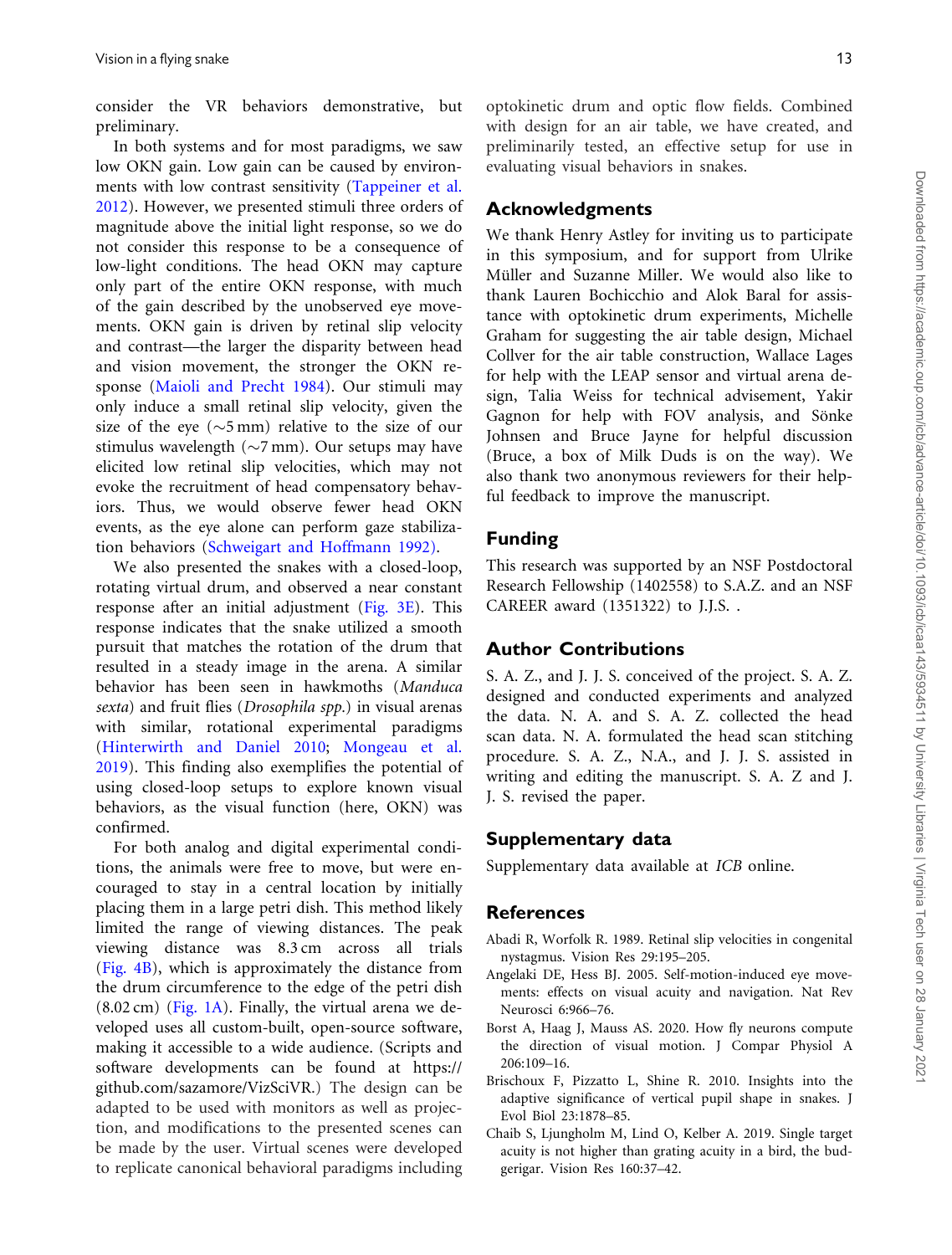consider the VR behaviors demonstrative, but preliminary.

In both systems and for most paradigms, we saw low OKN gain. Low gain can be caused by environments with low contrast sensitivity (Tappeiner et al. 2012). However, we presented stimuli three orders of magnitude above the initial light response, so we do not consider this response to be a consequence of low-light conditions. The head OKN may capture only part of the entire OKN response, with much of the gain described by the unobserved eye movements. OKN gain is driven by retinal slip velocity and contrast—the larger the disparity between head and vision movement, the stronger the OKN response (Maioli and Precht 1984). Our stimuli may only induce a small retinal slip velocity, given the size of the eye (~5 mm) relative to the size of our stimulus wavelength (~7 mm). Our setups may have elicited low retinal slip velocities, which may not evoke the recruitment of head compensatory behaviors. Thus, we would observe fewer head OKN events, as the eye alone can perform gaze stabilization behaviors (Schweigart and Hoffmann 1992).

We also presented the snakes with a closed-loop, rotating virtual drum, and observed a near constant response after an initial adjustment (Fig. 3E). This response indicates that the snake utilized a smooth pursuit that matches the rotation of the drum that resulted in a steady image in the arena. A similar behavior has been seen in hawkmoths (*Manduca sexta*) and fruit flies (*Drosophila spp.*) in visual arenas with similar, rotational experimental paradigms (Hinterwirth and Daniel 2010; Mongeau et al. 2019). This finding also exemplifies the potential of using closed-loop setups to explore known visual behaviors, as the visual function (here, OKN) was confirmed.

For both analog and digital experimental conditions, the animals were free to move, but were encouraged to stay in a central location by initially placing them in a large petri dish. This method likely limited the range of viewing distances. The peak viewing distance was 8.3 cm across all trials (Fig. 4B), which is approximately the distance from the drum circumference to the edge of the petri dish (8.02 cm) (Fig. 1A). Finally, the virtual arena we developed uses all custom-built, open-source software, making it accessible to a wide audience. (Scripts and software developments can be found at https://github.com/sazamore/VizSciVR.) The design can be adapted to be used with monitors as well as projection, and modifications to the presented scenes can be made by the user. Virtual scenes were developed to replicate canonical behavioral paradigms including optokinetic drum and optic flow fields. Combined with design for an air table, we have created, and preliminarily tested, an effective setup for use in evaluating visual behaviors in snakes.

## Acknowledgments

We thank Henry Astley for inviting us to participate in this symposium, and for support from Ulrike Müller and Suzanne Miller. We would also like to thank Lauren Bochicchio and Alok Baral for assistance with optokinetic drum experiments, Michelle Graham for suggesting the air table design, Michael Collver for the air table construction, Wallace Lages for help with the LEAP sensor and virtual arena design, Talia Weiss for technical advisement, Yakir Gagnon for help with FOV analysis, and Sönke Johnsen and Bruce Jayne for helpful discussion (Bruce, a box of Milk Duds is on the way). We also thank two anonymous reviewers for their helpful feedback to improve the manuscript.

## Funding

This research was supported by an NSF Postdoctoral Research Fellowship (1402558) to S.A.Z. and an NSF CAREER award (1351322) to J.J.S. .

## Author Contributions

S. A. Z., and J. J. S. conceived of the project. S. A. Z. designed and conducted experiments and analyzed the data. N. A. and S. A. Z. collected the head scan data. N. A. formulated the head scan stitching procedure. S. A. Z., N.A., and J. J. S. assisted in writing and editing the manuscript. S. A. Z and J. J. S. revised the paper.

## Supplementary data

Supplementary data available at *ICB* online.

## References

Abadi R, Worfolk R. 1989. Retinal slip velocities in congenital nystagmus. Vision Res 29:195–205.

Angelaki DE, Hess BJ. 2005. Self-motion-induced eye movements: effects on visual acuity and navigation. Nat Rev Neurosci 6:966–76.

Borst A, Haag J, Mauss AS. 2020. How fly neurons compute the direction of visual motion. J Compar Physiol A 206:109–16.

Brischoux F, Pizzatto L, Shine R. 2010. Insights into the adaptive significance of vertical pupil shape in snakes. J Evol Biol 23:1878–85.

Chaib S, Ljungholm M, Lind O, Kelber A. 2019. Single target acuity is not higher than grating acuity in a bird, the budgerigar. Vision Res 160:37–42.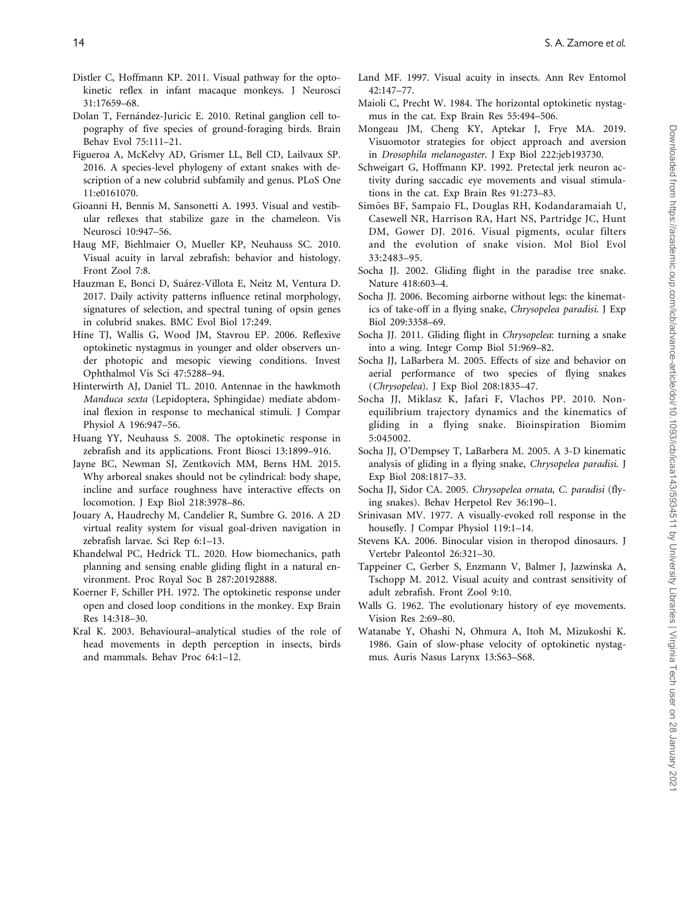Distler C, Hoffmann KP. 2011. Visual pathway for the optokinetic reflex in infant macaque monkeys. J Neurosci 31:17659–68.

Dolan T, Fernández-Juricic E. 2010. Retinal ganglion cell topography of five species of ground-foraging birds. Brain Behav Evol 75:111–21.

Figueroa A, McKelvy AD, Grismer LL, Bell CD, Lailvaux SP. 2016. A species-level phylogeny of extant snakes with description of a new colubrid subfamily and genus. PLoS One 11:e0161070.

Gioanni H, Bennis M, Sansonetti A. 1993. Visual and vestibular reflexes that stabilize gaze in the chameleon. Vis Neurosci 10:947–56.

Haug MF, Biehlmaier O, Mueller KP, Neuhauss SC. 2010. Visual acuity in larval zebrafish: behavior and histology. Front Zool 7:8.

Hauzman E, Bonci D, Suárez-Villota E, Neitz M, Ventura D. 2017. Daily activity patterns influence retinal morphology, signatures of selection, and spectral tuning of opsin genes in colubrid snakes. BMC Evol Biol 17:249.

Hine TJ, Wallis G, Wood JM, Stavrou EP. 2006. Reflexive optokinetic nystagmus in younger and older observers under photopic and mesopic viewing conditions. Invest Ophthalmol Vis Sci 47:5288–94.

Hinterwirth AJ, Daniel TL. 2010. Antennae in the hawkmoth *Manduca sexta* (Lepidoptera, Sphingidae) mediate abdominal flexion in response to mechanical stimuli. J Compar Physiol A 196:947–56.

Huang YY, Neuhauss S. 2008. The optokinetic response in zebrafish and its applications. Front Biosci 13:1899–916.

Jayne BC, Newman SJ, Zentkovich MM, Berns HM. 2015. Why arboreal snakes should not be cylindrical: body shape, incline and surface roughness have interactive effects on locomotion. J Exp Biol 218:3978–86.

Jouary A, Haudrechy M, Candelier R, Sumbre G. 2016. A 2D virtual reality system for visual goal-driven navigation in zebrafish larvae. Sci Rep 6:1–13.

Khandelwal PC, Hedrick TL. 2020. How biomechanics, path planning and sensing enable gliding flight in a natural environment. Proc Royal Soc B 287:20192888.

Koerner F, Schiller PH. 1972. The optokinetic response under open and closed loop conditions in the monkey. Exp Brain Res 14:318–30.

Kral K. 2003. Behavioural–analytical studies of the role of head movements in depth perception in insects, birds and mammals. Behav Proc 64:1–12.

Land MF. 1997. Visual acuity in insects. Ann Rev Entomol 42:147–77.

Maioli C, Precht W. 1984. The horizontal optokinetic nystagmus in the cat. Exp Brain Res 55:494–506.

Mongeau JM, Cheng KY, Aptekar J, Frye MA. 2019. Visuomotor strategies for object approach and aversion in *Drosophila melanogaster*. J Exp Biol 222:jeb193730.

Schweigart G, Hoffmann KP. 1992. Pretectal jerk neuron activity during saccadic eye movements and visual stimulations in the cat. Exp Brain Res 91:273–83.

Simões BF, Sampaio FL, Douglas RH, Kodandaramaiah U, Casewell NR, Harrison RA, Hart NS, Partridge JC, Hunt DM, Gower DJ. 2016. Visual pigments, ocular filters and the evolution of snake vision. Mol Biol Evol 33:2483–95.

Socha JJ. 2002. Gliding flight in the paradise tree snake. Nature 418:603–4.

Socha JJ. 2006. Becoming airborne without legs: the kinematics of take-off in a flying snake, *Chrysopelea paradisi*. J Exp Biol 209:3358–69.

Socha JJ. 2011. Gliding flight in *Chrysopelea*: turning a snake into a wing. Integr Comp Biol 51:969–82.

Socha JJ, LaBarbera M. 2005. Effects of size and behavior on aerial performance of two species of flying snakes (*Chrysopelea*). J Exp Biol 208:1835–47.

Socha JJ, Miklasz K, Jafari F, Vlachos PP. 2010. Non-equilibrium trajectory dynamics and the kinematics of gliding in a flying snake. Bioinspiration Biomim 5:045002.

Socha JJ, O'Dempsey T, LaBarbera M. 2005. A 3-D kinematic analysis of gliding in a flying snake, *Chrysopelea paradisi*. J Exp Biol 208:1817–33.

Socha JJ, Sidor CA. 2005. *Chrysopelea ornata, C. paradisi* (flying snakes). Behav Herpetol Rev 36:190–1.

Srinivasan MV. 1977. A visually-evoked roll response in the housefly. J Compar Physiol 119:1–14.

Stevens KA. 2006. Binocular vision in theropod dinosaurs. J Vertebr Paleontol 26:321–30.

Tappeiner C, Gerber S, Enzmann V, Balmer J, Jazwinska A, Tschopp M. 2012. Visual acuity and contrast sensitivity of adult zebrafish. Front Zool 9:10.

Walls G. 1962. The evolutionary history of eye movements. Vision Res 2:69–80.

Watanabe Y, Ohashi N, Ohmura A, Itoh M, Mizukoshi K. 1986. Gain of slow-phase velocity of optokinetic nystagmus. Auris Nasus Larynx 13:S63–S68.